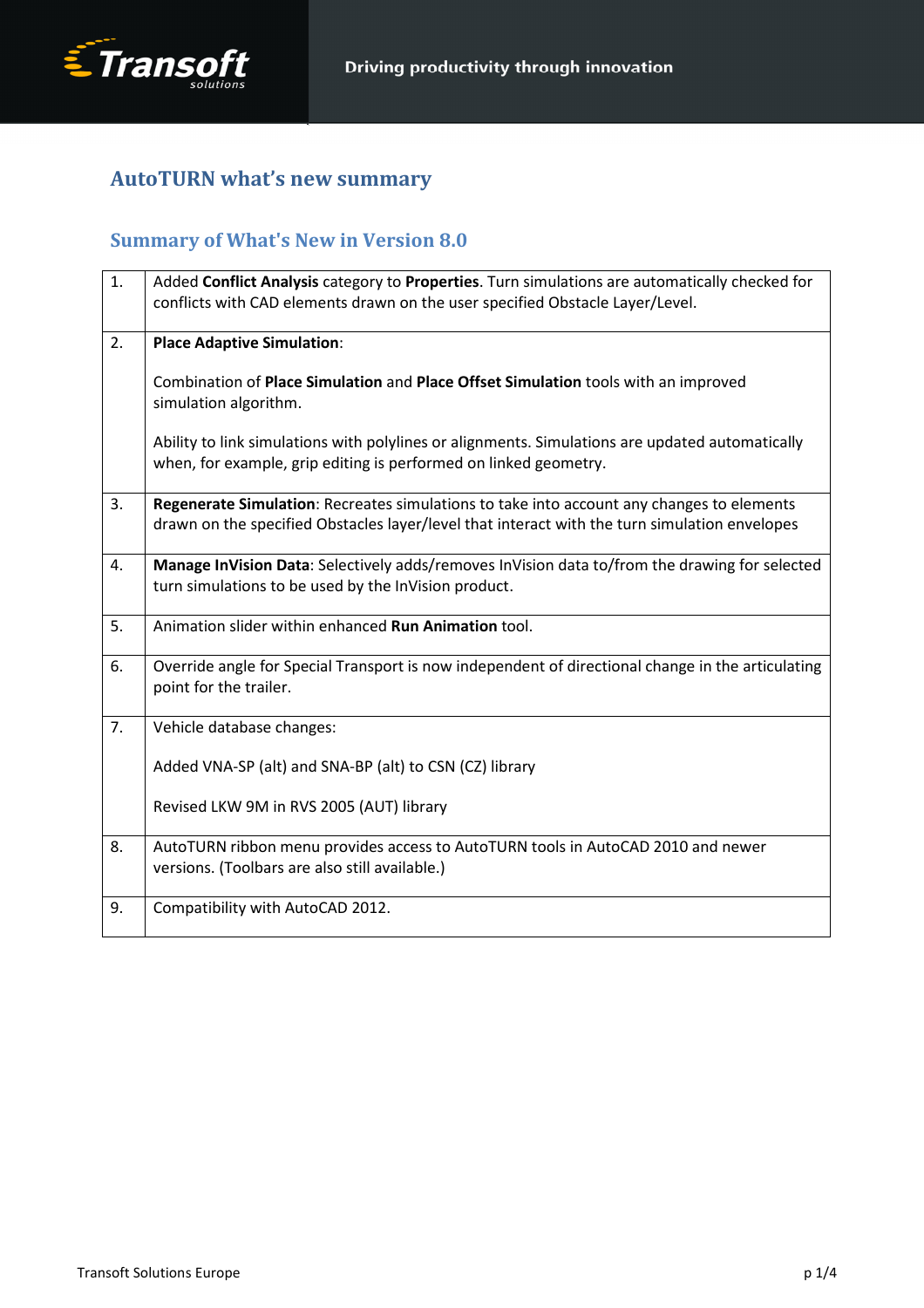# AutoTURN what's new summary

## Summary of What's New in Version 8.0

| | |
|---|---|
| 1. | Added **Conflict Analysis** category to **Properties**. Turn simulations are automatically checked for conflicts with CAD elements drawn on the user specified Obstacle Layer/Level. |
| 2. | **Place Adaptive Simulation**:<br><br>Combination of **Place Simulation** and **Place Offset Simulation** tools with an improved simulation algorithm.<br><br>Ability to link simulations with polylines or alignments. Simulations are updated automatically when, for example, grip editing is performed on linked geometry. |
| 3. | **Regenerate Simulation**: Recreates simulations to take into account any changes to elements drawn on the specified Obstacles layer/level that interact with the turn simulation envelopes |
| 4. | **Manage InVision Data**: Selectively adds/removes InVision data to/from the drawing for selected turn simulations to be used by the InVision product. |
| 5. | Animation slider within enhanced **Run Animation** tool. |
| 6. | Override angle for Special Transport is now independent of directional change in the articulating point for the trailer. |
| 7. | Vehicle database changes:<br><br>Added VNA-SP (alt) and SNA-BP (alt) to CSN (CZ) library<br><br>Revised LKW 9M in RVS 2005 (AUT) library |
| 8. | AutoTURN ribbon menu provides access to AutoTURN tools in AutoCAD 2010 and newer versions. (Toolbars are also still available.) |
| 9. | Compatibility with AutoCAD 2012. |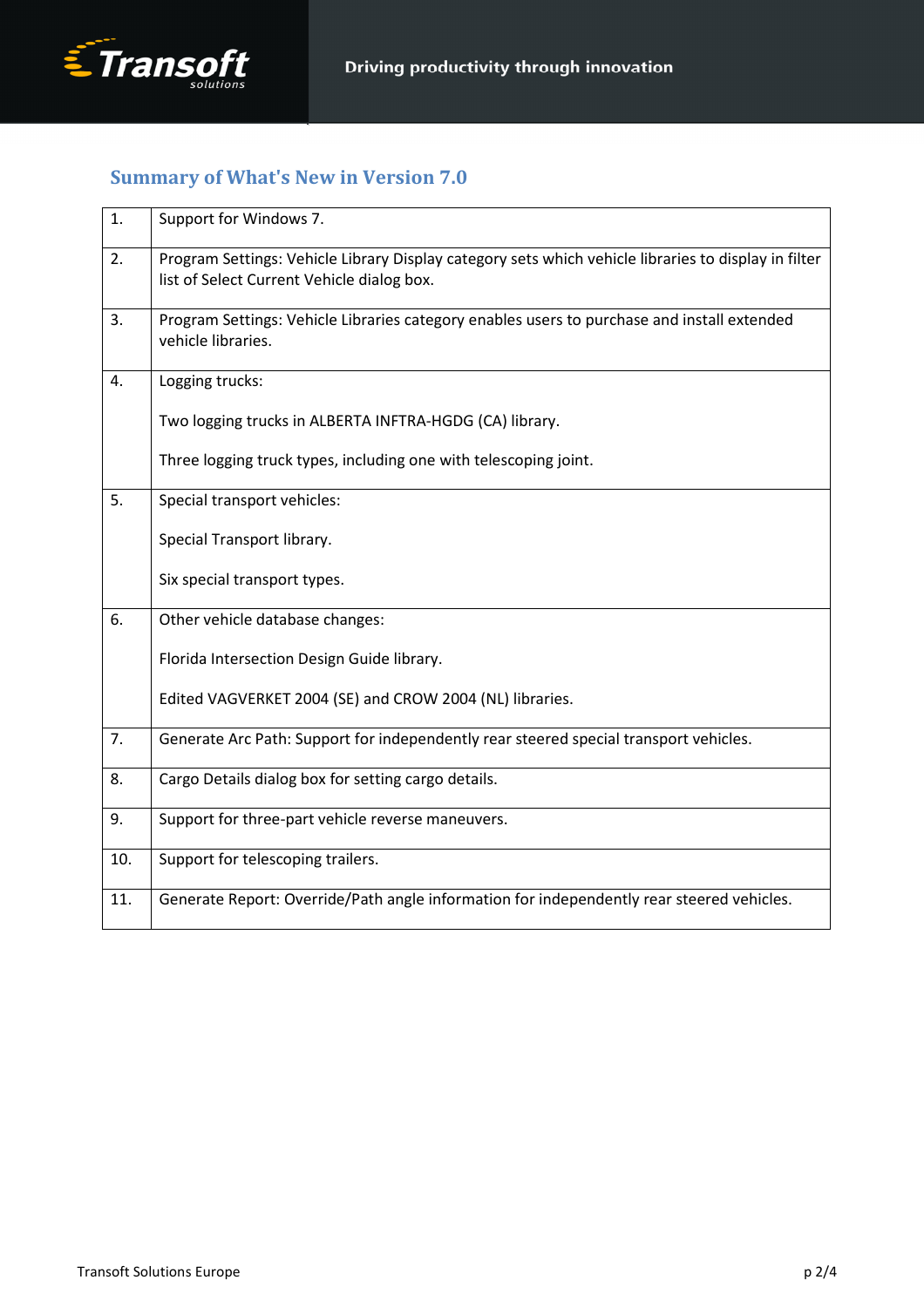## Summary of What's New in Version 7.0

| | |
|---|---|
| 1. | Support for Windows 7. |
| 2. | Program Settings: Vehicle Library Display category sets which vehicle libraries to display in filter list of Select Current Vehicle dialog box. |
| 3. | Program Settings: Vehicle Libraries category enables users to purchase and install extended vehicle libraries. |
| 4. | Logging trucks:<br><br>Two logging trucks in ALBERTA INFTRA-HGDG (CA) library.<br><br>Three logging truck types, including one with telescoping joint. |
| 5. | Special transport vehicles:<br><br>Special Transport library.<br><br>Six special transport types. |
| 6. | Other vehicle database changes:<br><br>Florida Intersection Design Guide library.<br><br>Edited VAGVERKET 2004 (SE) and CROW 2004 (NL) libraries. |
| 7. | Generate Arc Path: Support for independently rear steered special transport vehicles. |
| 8. | Cargo Details dialog box for setting cargo details. |
| 9. | Support for three-part vehicle reverse maneuvers. |
| 10. | Support for telescoping trailers. |
| 11. | Generate Report: Override/Path angle information for independently rear steered vehicles. |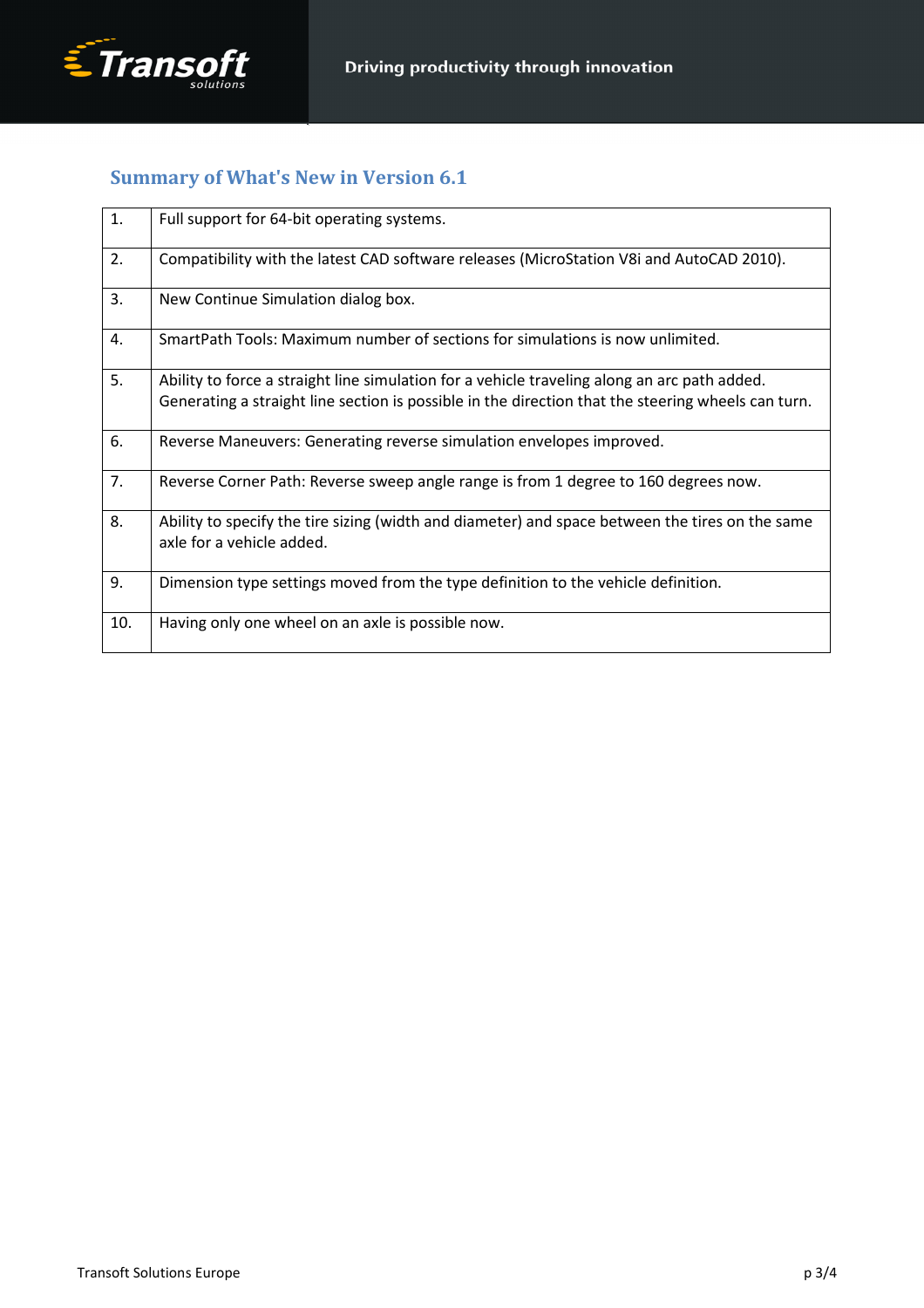## Summary of What's New in Version 6.1

| | |
|---|---|
| 1. | Full support for 64-bit operating systems. |
| 2. | Compatibility with the latest CAD software releases (MicroStation V8i and AutoCAD 2010). |
| 3. | New Continue Simulation dialog box. |
| 4. | SmartPath Tools: Maximum number of sections for simulations is now unlimited. |
| 5. | Ability to force a straight line simulation for a vehicle traveling along an arc path added. Generating a straight line section is possible in the direction that the steering wheels can turn. |
| 6. | Reverse Maneuvers: Generating reverse simulation envelopes improved. |
| 7. | Reverse Corner Path: Reverse sweep angle range is from 1 degree to 160 degrees now. |
| 8. | Ability to specify the tire sizing (width and diameter) and space between the tires on the same axle for a vehicle added. |
| 9. | Dimension type settings moved from the type definition to the vehicle definition. |
| 10. | Having only one wheel on an axle is possible now. |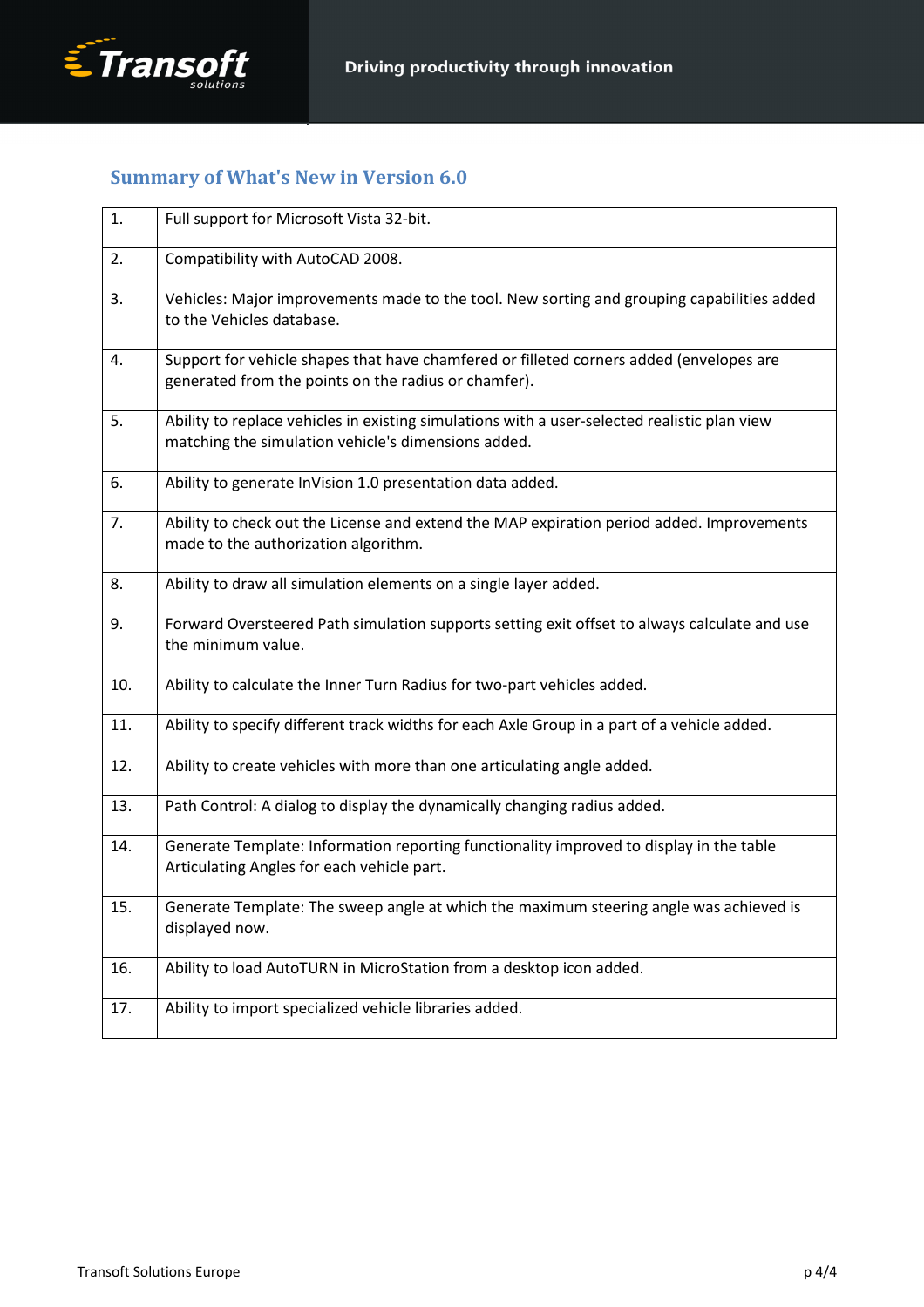## Summary of What's New in Version 6.0

| | |
|---|---|
| 1. | Full support for Microsoft Vista 32-bit. |
| 2. | Compatibility with AutoCAD 2008. |
| 3. | Vehicles: Major improvements made to the tool. New sorting and grouping capabilities added to the Vehicles database. |
| 4. | Support for vehicle shapes that have chamfered or filleted corners added (envelopes are generated from the points on the radius or chamfer). |
| 5. | Ability to replace vehicles in existing simulations with a user-selected realistic plan view matching the simulation vehicle's dimensions added. |
| 6. | Ability to generate InVision 1.0 presentation data added. |
| 7. | Ability to check out the License and extend the MAP expiration period added. Improvements made to the authorization algorithm. |
| 8. | Ability to draw all simulation elements on a single layer added. |
| 9. | Forward Oversteered Path simulation supports setting exit offset to always calculate and use the minimum value. |
| 10. | Ability to calculate the Inner Turn Radius for two-part vehicles added. |
| 11. | Ability to specify different track widths for each Axle Group in a part of a vehicle added. |
| 12. | Ability to create vehicles with more than one articulating angle added. |
| 13. | Path Control: A dialog to display the dynamically changing radius added. |
| 14. | Generate Template: Information reporting functionality improved to display in the table Articulating Angles for each vehicle part. |
| 15. | Generate Template: The sweep angle at which the maximum steering angle was achieved is displayed now. |
| 16. | Ability to load AutoTURN in MicroStation from a desktop icon added. |
| 17. | Ability to import specialized vehicle libraries added. |